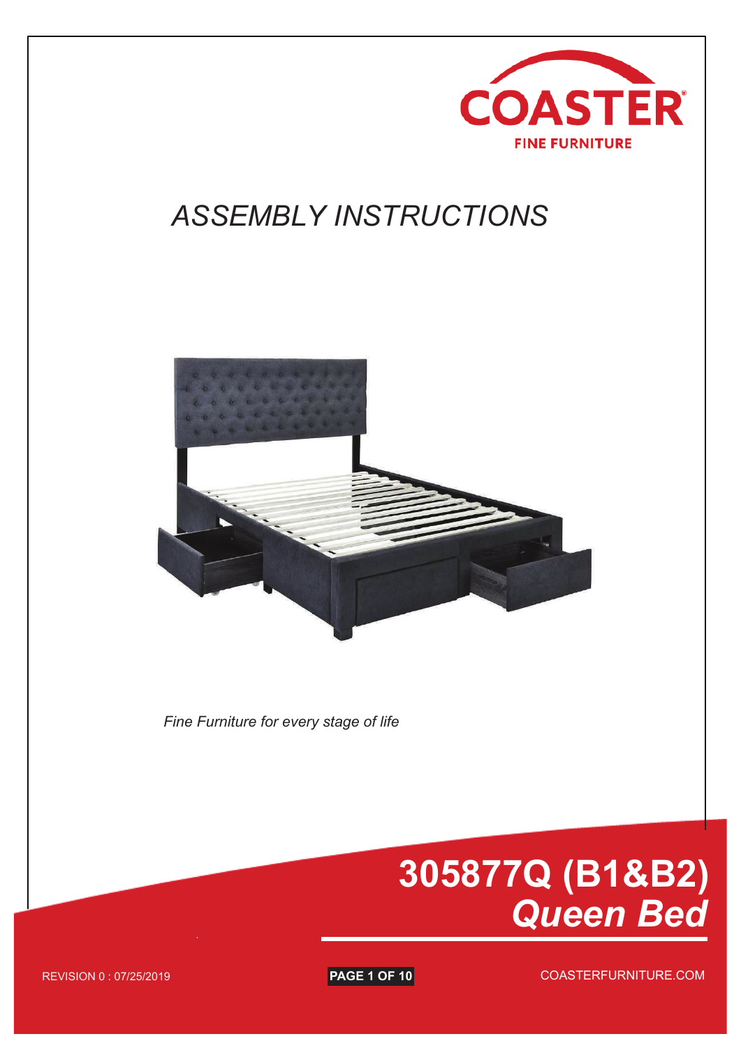COASTER
FINE FURNITURE

# ASSEMBLY INSTRUCTIONS

*Fine Furniture for every stage of life*

## 305877Q (B1&B2)
## *Queen Bed*

REVISION 0 : 07/25/2019

COASTERFURNITURE.COM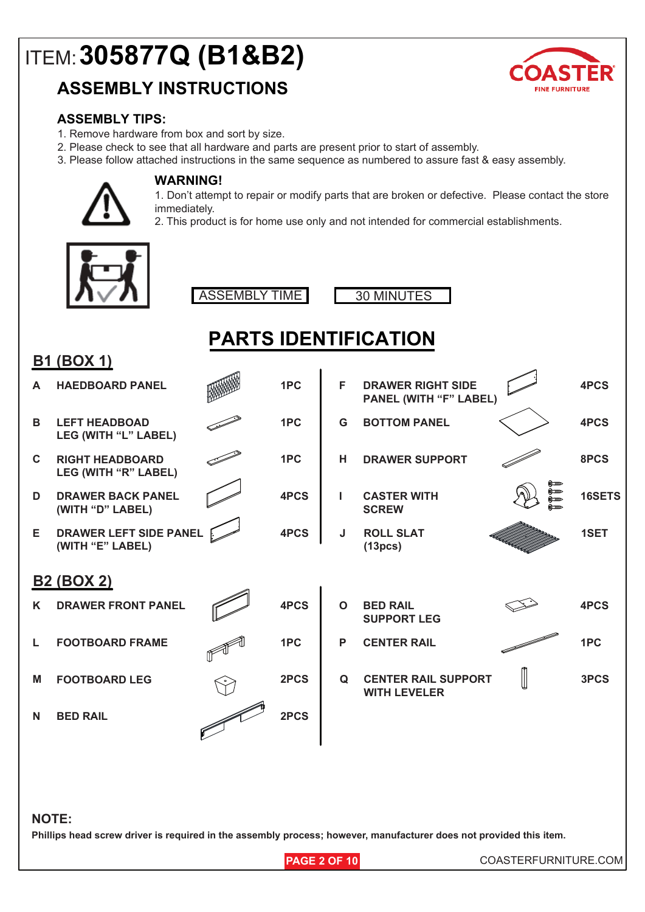# ITEM: 305877Q (B1&B2)

## ASSEMBLY INSTRUCTIONS

COASTER FINE FURNITURE

### ASSEMBLY TIPS:

1. Remove hardware from box and sort by size.
2. Please check to see that all hardware and parts are present prior to start of assembly.
3. Please follow attached instructions in the same sequence as numbered to assure fast & easy assembly.

### WARNING!

1. Don't attempt to repair or modify parts that are broken or defective. Please contact the store immediately.
2. This product is for home use only and not intended for commercial establishments.

| ASSEMBLY TIME | 30 MINUTES |
|---|---|

## PARTS IDENTIFICATION

### B1 (BOX 1)

| | Part | Qty | | Part | Qty |
|---|---|---|---|---|---|
| A | HAEDBOARD PANEL | 1PC | F | DRAWER RIGHT SIDE PANEL (WITH "F" LABEL) | 4PCS |
| B | LEFT HEADBOAD LEG (WITH "L" LABEL) | 1PC | G | BOTTOM PANEL | 4PCS |
| C | RIGHT HEADBOARD LEG (WITH "R" LABEL) | 1PC | H | DRAWER SUPPORT | 8PCS |
| D | DRAWER BACK PANEL (WITH "D" LABEL) | 4PCS | I | CASTER WITH SCREW | 16SETS |
| E | DRAWER LEFT SIDE PANEL (WITH "E" LABEL) | 4PCS | J | ROLL SLAT (13pcs) | 1SET |

### B2 (BOX 2)

| | Part | Qty | | Part | Qty |
|---|---|---|---|---|---|
| K | DRAWER FRONT PANEL | 4PCS | O | BED RAIL SUPPORT LEG | 4PCS |
| L | FOOTBOARD FRAME | 1PC | P | CENTER RAIL | 1PC |
| M | FOOTBOARD LEG | 2PCS | Q | CENTER RAIL SUPPORT WITH LEVELER | 3PCS |
| N | BED RAIL | 2PCS | | | |

**NOTE:**

**Phillips head screw driver is required in the assembly process; however, manufacturer does not provided this item.**

COASTERFURNITURE.COM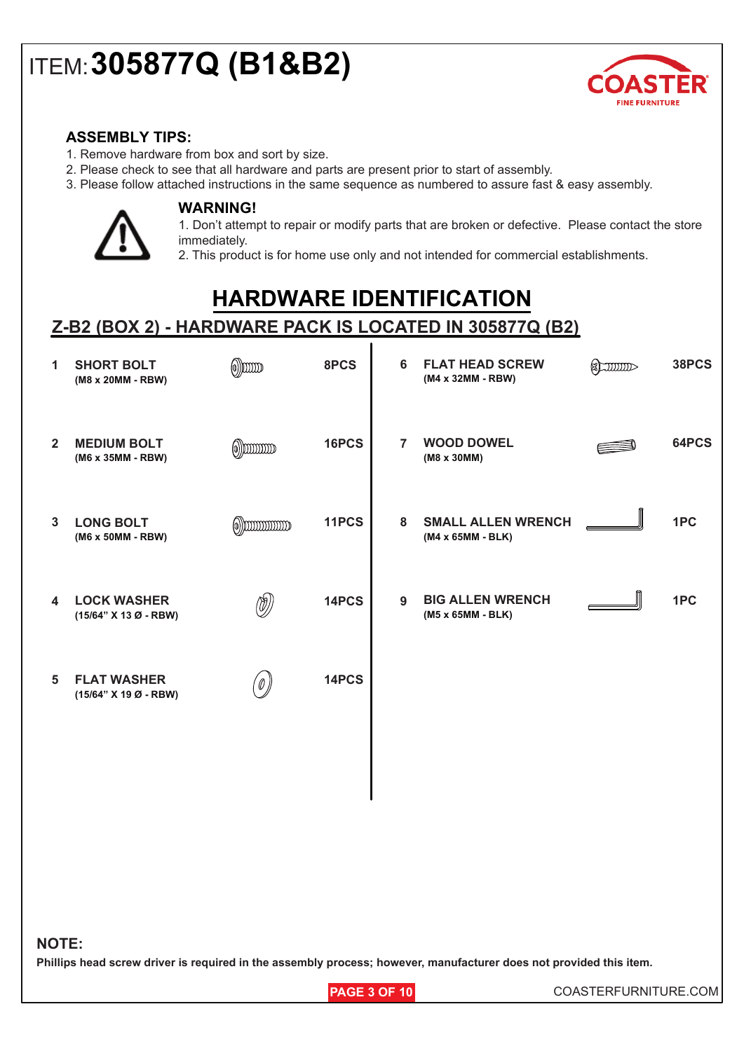# ITEM: 305877Q (B1&B2)

COASTER FINE FURNITURE

### ASSEMBLY TIPS:

1. Remove hardware from box and sort by size.
2. Please check to see that all hardware and parts are present prior to start of assembly.
3. Please follow attached instructions in the same sequence as numbered to assure fast & easy assembly.

### WARNING!

1. Don't attempt to repair or modify parts that are broken or defective. Please contact the store immediately.
2. This product is for home use only and not intended for commercial establishments.

## HARDWARE IDENTIFICATION

### Z-B2 (BOX 2) - HARDWARE PACK IS LOCATED IN 305877Q (B2)

| No. | Item | Qty |
|---|---|---|
| 1 | **SHORT BOLT** (M8 x 20MM - RBW) | 8PCS |
| 2 | **MEDIUM BOLT** (M6 x 35MM - RBW) | 16PCS |
| 3 | **LONG BOLT** (M6 x 50MM - RBW) | 11PCS |
| 4 | **LOCK WASHER** (15/64" X 13 Ø - RBW) | 14PCS |
| 5 | **FLAT WASHER** (15/64" X 19 Ø - RBW) | 14PCS |
| 6 | **FLAT HEAD SCREW** (M4 x 32MM - RBW) | 38PCS |
| 7 | **WOOD DOWEL** (M8 x 30MM) | 64PCS |
| 8 | **SMALL ALLEN WRENCH** (M4 x 65MM - BLK) | 1PC |
| 9 | **BIG ALLEN WRENCH** (M5 x 65MM - BLK) | 1PC |

**NOTE:**

**Phillips head screw driver is required in the assembly process; however, manufacturer does not provided this item.**

COASTERFURNITURE.COM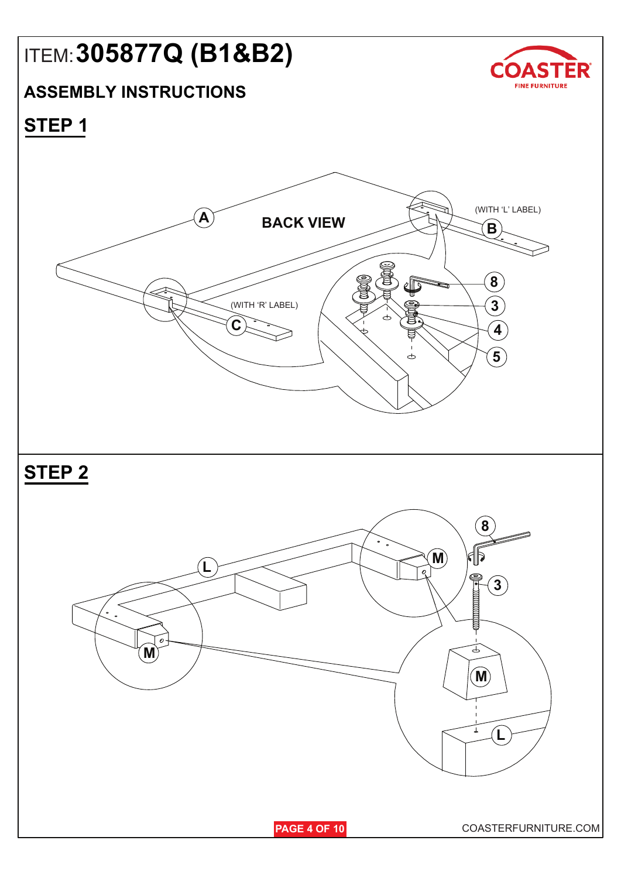# ITEM: 305877Q (B1&B2)

COASTER FINE FURNITURE

## ASSEMBLY INSTRUCTIONS

## STEP 1

BACK VIEW

A

(WITH 'L' LABEL) B

(WITH 'R' LABEL) C

8

3

4

5

## STEP 2

L

M

8

3

M

L

COASTERFURNITURE.COM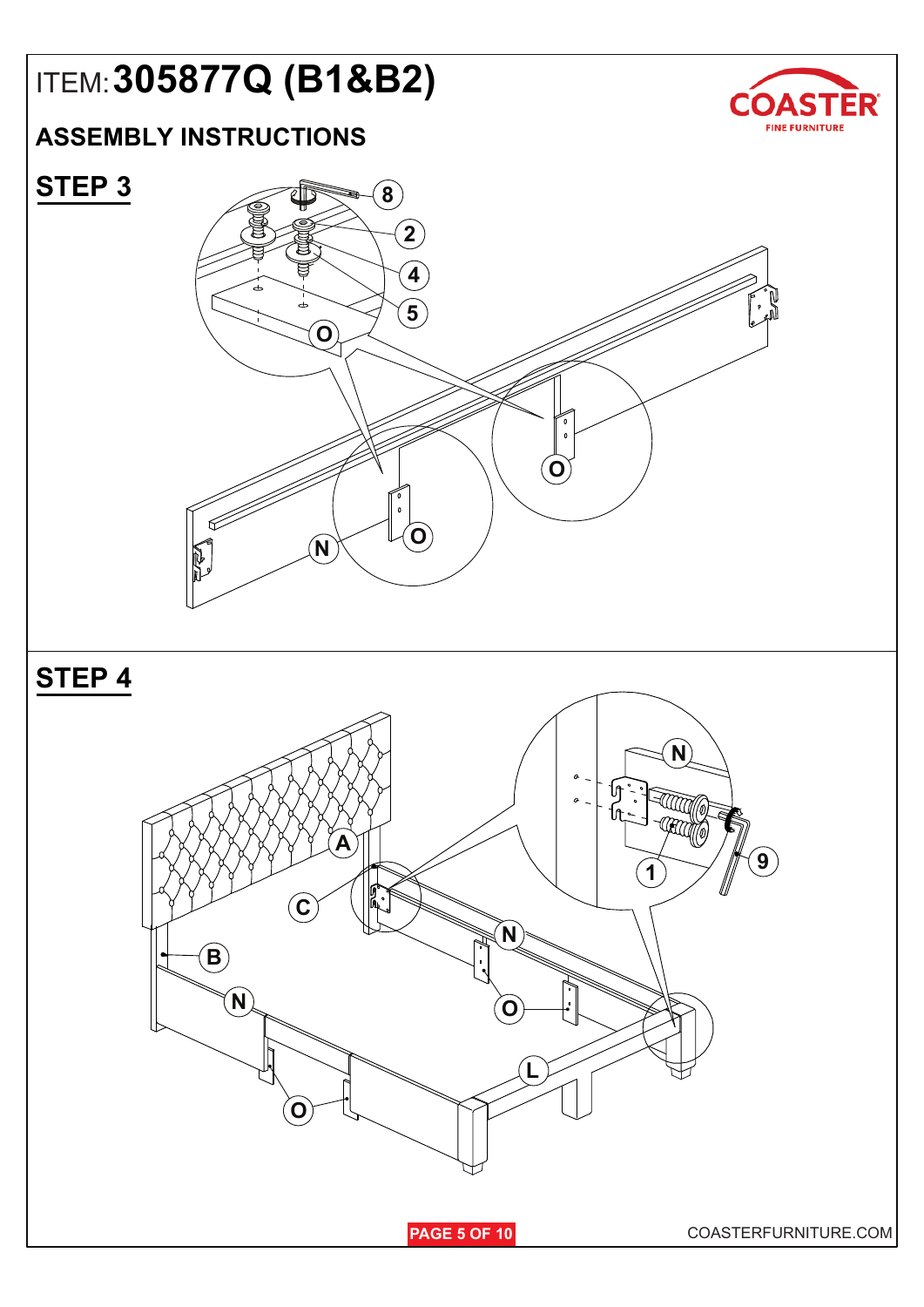# ITEM: 305877Q (B1&B2)

COASTER FINE FURNITURE

## ASSEMBLY INSTRUCTIONS

## STEP 3

8
2
4
5
O
O
O
N

## STEP 4

N
9
1
A
C
B
N
O
N
L
O

COASTERFURNITURE.COM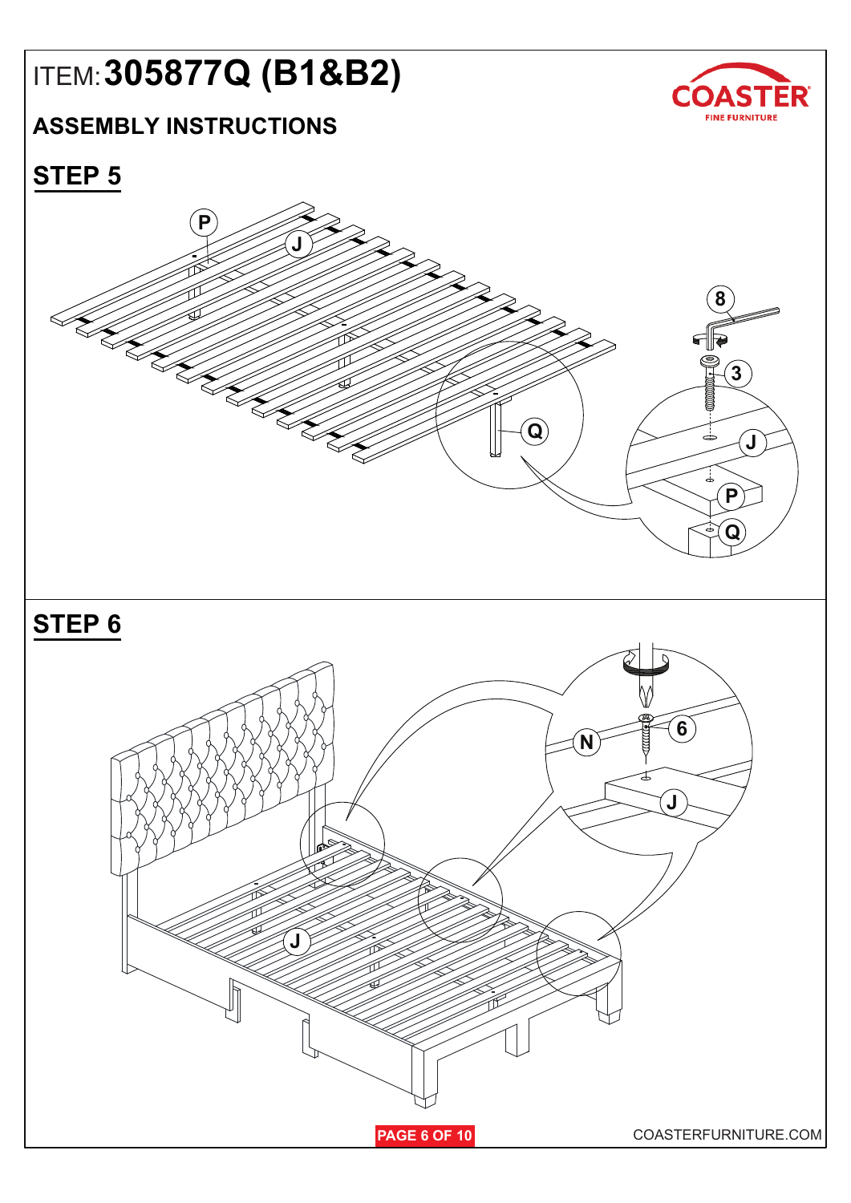# ITEM: 305877Q (B1&B2)

## ASSEMBLY INSTRUCTIONS

## STEP 5

## STEP 6

COASTERFURNITURE.COM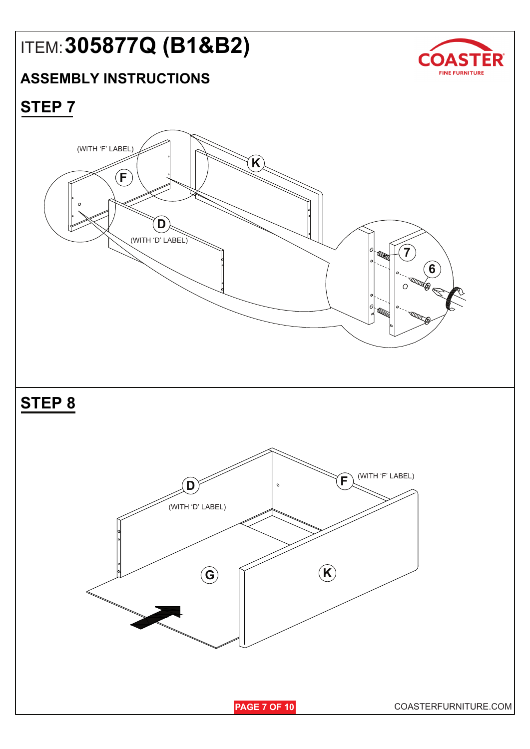# ITEM: 305877Q (B1&B2)

COASTER FINE FURNITURE

## ASSEMBLY INSTRUCTIONS

## STEP 7

(WITH 'F' LABEL)

F

K

D

(WITH 'D' LABEL)

7

6

## STEP 8

D

(WITH 'D' LABEL)

F

(WITH 'F' LABEL)

G

K

COASTERFURNITURE.COM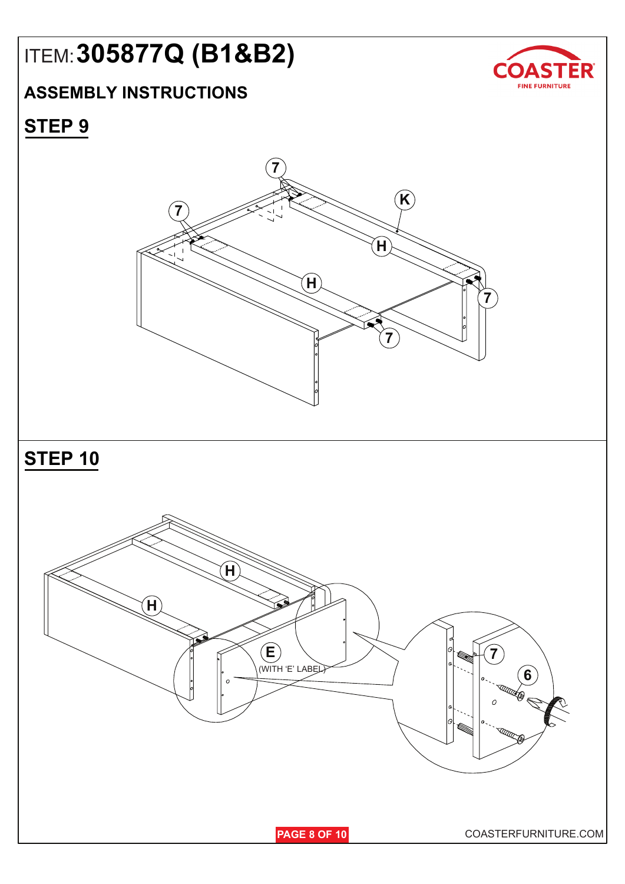# ITEM: 305877Q (B1&B2)

## ASSEMBLY INSTRUCTIONS

## STEP 9

7

7

K

H

H

7

7

## STEP 10

H

H

E

(WITH 'E' LABEL)

7

6

COASTERFURNITURE.COM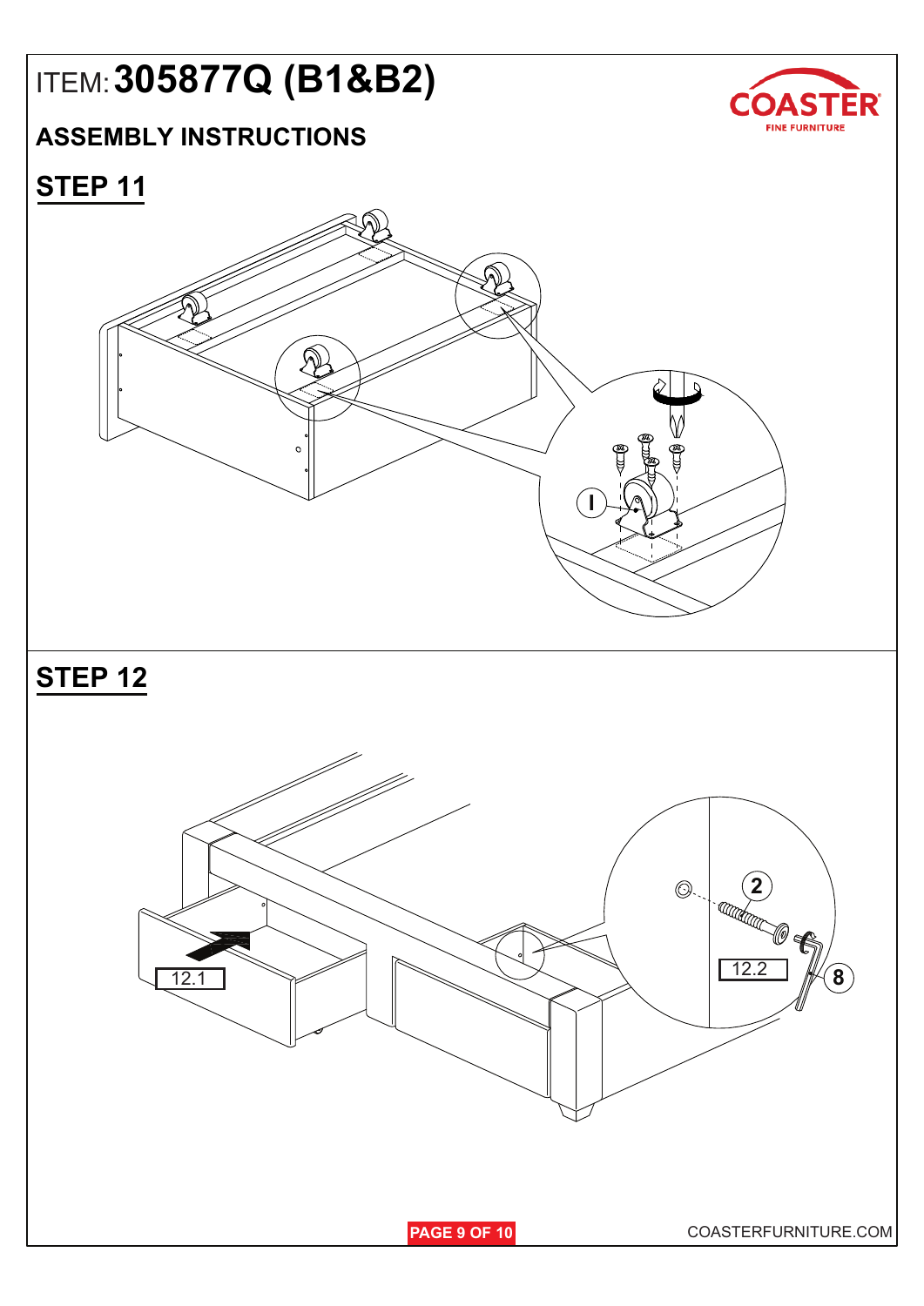# ITEM: 305877Q (B1&B2)

COASTER FINE FURNITURE

## ASSEMBLY INSTRUCTIONS

## STEP 11

I

## STEP 12

12.1

2

12.2

8

COASTERFURNITURE.COM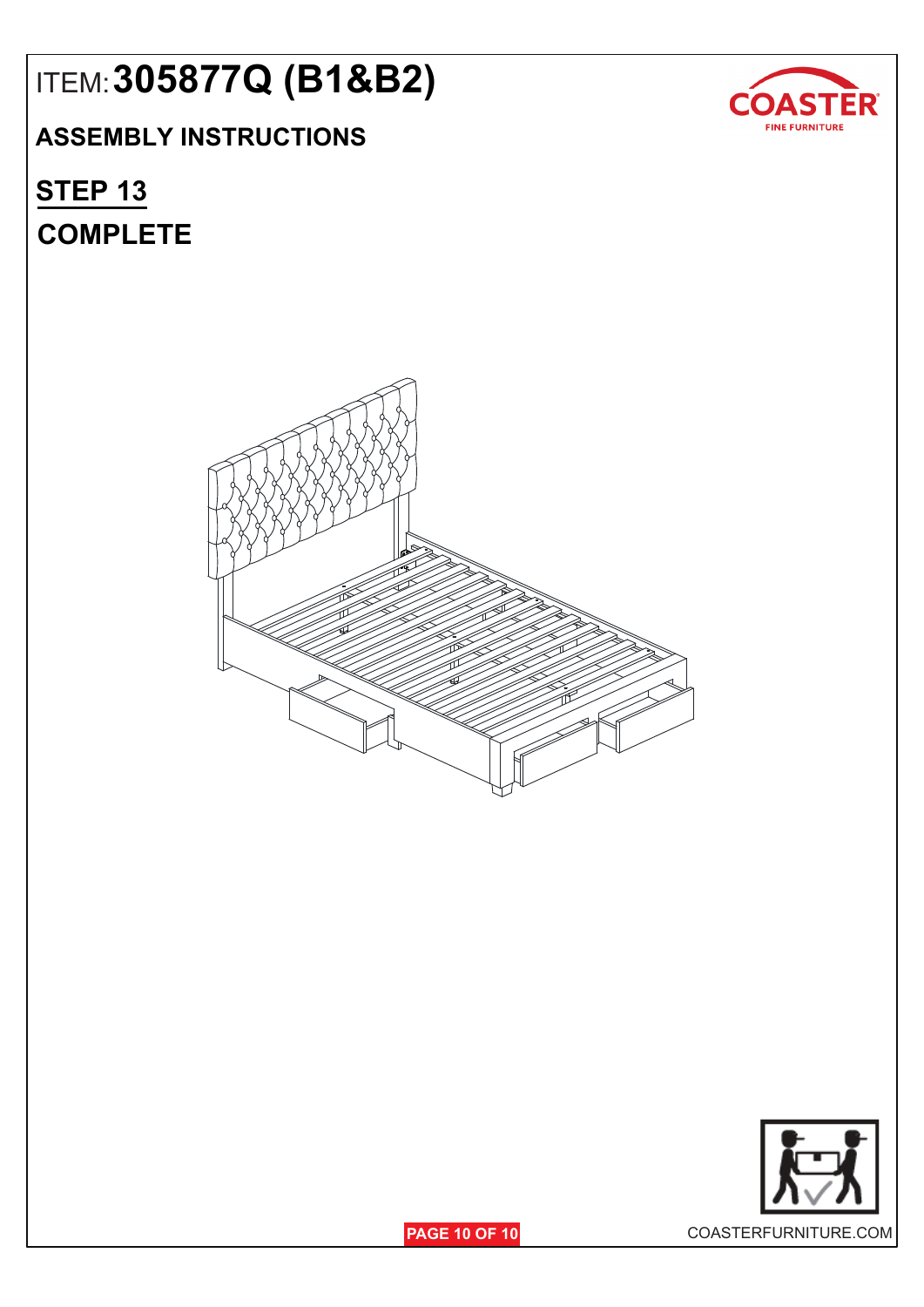ITEM: **305877Q (B1&B2)**

**ASSEMBLY INSTRUCTIONS**

## STEP 13

## COMPLETE

COASTERFURNITURE.COM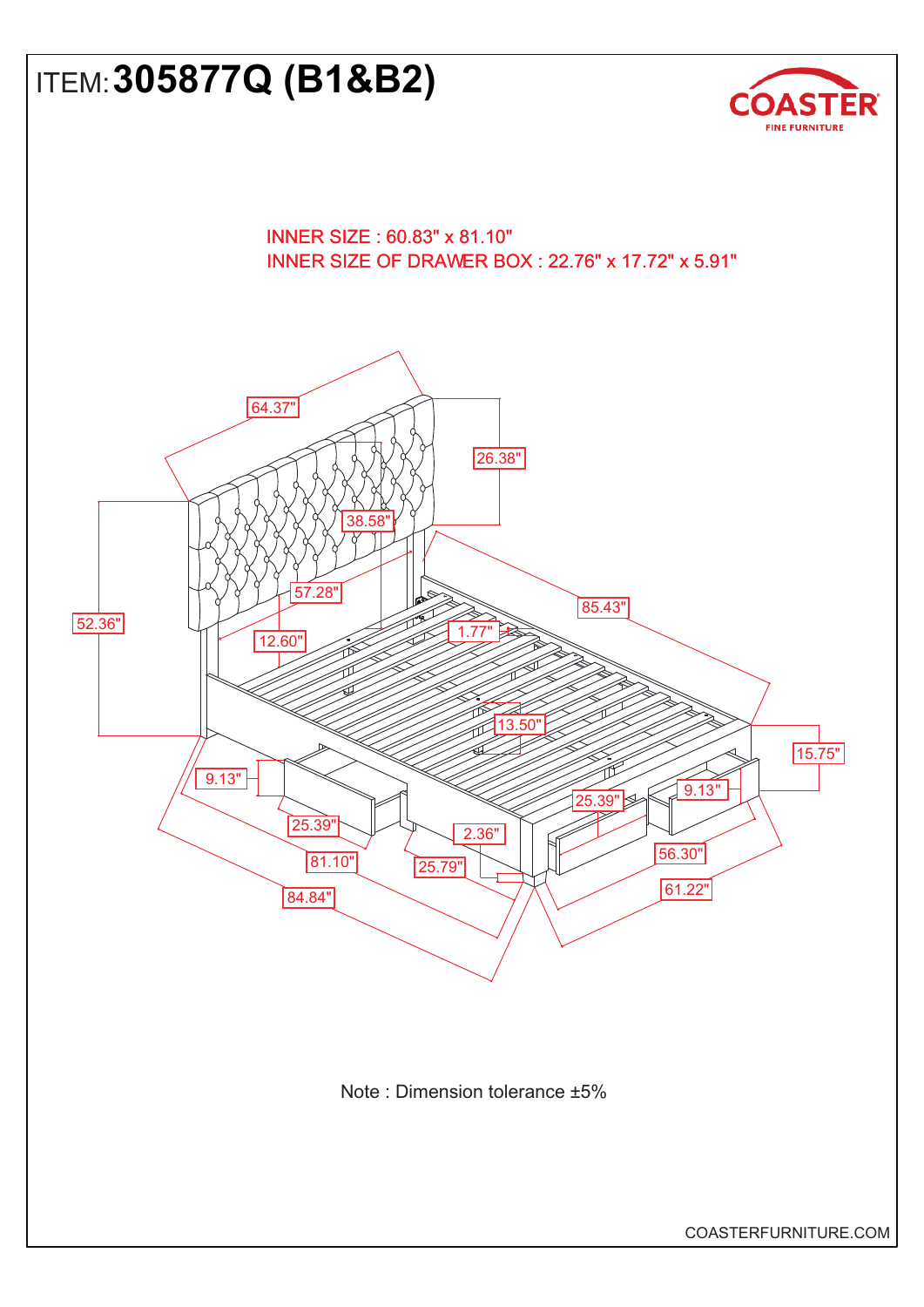# ITEM: 305877Q (B1&B2)

COASTER
FINE FURNITURE

INNER SIZE : 60.83" x 81.10"
INNER SIZE OF DRAWER BOX : 22.76" x 17.72" x 5.91"

64.37"
26.38"
38.58"
57.28"
52.36"
12.60"
85.43"
1.77"
13.50"
15.75"
9.13"
25.39"
9.13"
25.39"
2.36"
81.10"
25.79"
56.30"
84.84"
61.22"

Note : Dimension tolerance ±5%

COASTERFURNITURE.COM